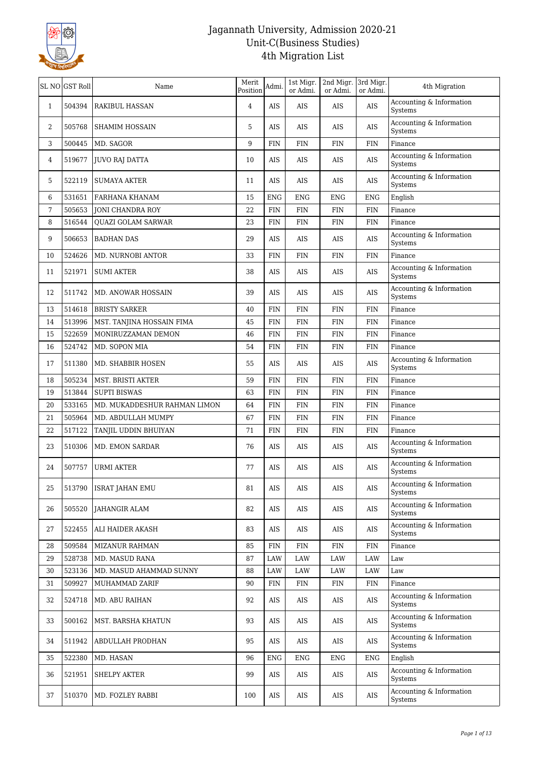# Jagannath University, Admission 2020-21
## Unit-C(Business Studies)
## 4th Migration List

| SL NO | GST Roll | Name | Merit Position | Admi. | 1st Migr. or Admi. | 2nd Migr. or Admi. | 3rd Migr. or Admi. | 4th Migration |
|---|---|---|---|---|---|---|---|---|
| 1 | 504394 | RAKIBUL HASSAN | 4 | AIS | AIS | AIS | AIS | Accounting & Information Systems |
| 2 | 505768 | SHAMIM HOSSAIN | 5 | AIS | AIS | AIS | AIS | Accounting & Information Systems |
| 3 | 500445 | MD. SAGOR | 9 | FIN | FIN | FIN | FIN | Finance |
| 4 | 519677 | JUVO RAJ DATTA | 10 | AIS | AIS | AIS | AIS | Accounting & Information Systems |
| 5 | 522119 | SUMAYA AKTER | 11 | AIS | AIS | AIS | AIS | Accounting & Information Systems |
| 6 | 531651 | FARHANA KHANAM | 15 | ENG | ENG | ENG | ENG | English |
| 7 | 505653 | JONI CHANDRA ROY | 22 | FIN | FIN | FIN | FIN | Finance |
| 8 | 516544 | QUAZI GOLAM SARWAR | 23 | FIN | FIN | FIN | FIN | Finance |
| 9 | 506653 | BADHAN DAS | 29 | AIS | AIS | AIS | AIS | Accounting & Information Systems |
| 10 | 524626 | MD. NURNOBI ANTOR | 33 | FIN | FIN | FIN | FIN | Finance |
| 11 | 521971 | SUMI AKTER | 38 | AIS | AIS | AIS | AIS | Accounting & Information Systems |
| 12 | 511742 | MD. ANOWAR HOSSAIN | 39 | AIS | AIS | AIS | AIS | Accounting & Information Systems |
| 13 | 514618 | BRISTY SARKER | 40 | FIN | FIN | FIN | FIN | Finance |
| 14 | 513996 | MST. TANJINA HOSSAIN FIMA | 45 | FIN | FIN | FIN | FIN | Finance |
| 15 | 522659 | MONIRUZZAMAN DEMON | 46 | FIN | FIN | FIN | FIN | Finance |
| 16 | 524742 | MD. SOPON MIA | 54 | FIN | FIN | FIN | FIN | Finance |
| 17 | 511380 | MD. SHABBIR HOSEN | 55 | AIS | AIS | AIS | AIS | Accounting & Information Systems |
| 18 | 505234 | MST. BRISTI AKTER | 59 | FIN | FIN | FIN | FIN | Finance |
| 19 | 513844 | SUPTI BISWAS | 63 | FIN | FIN | FIN | FIN | Finance |
| 20 | 533165 | MD. MUKADDESHUR RAHMAN LIMON | 64 | FIN | FIN | FIN | FIN | Finance |
| 21 | 505964 | MD. ABDULLAH MUMPY | 67 | FIN | FIN | FIN | FIN | Finance |
| 22 | 517122 | TANJIL UDDIN BHUIYAN | 71 | FIN | FIN | FIN | FIN | Finance |
| 23 | 510306 | MD. EMON SARDAR | 76 | AIS | AIS | AIS | AIS | Accounting & Information Systems |
| 24 | 507757 | URMI AKTER | 77 | AIS | AIS | AIS | AIS | Accounting & Information Systems |
| 25 | 513790 | ISRAT JAHAN EMU | 81 | AIS | AIS | AIS | AIS | Accounting & Information Systems |
| 26 | 505520 | JAHANGIR ALAM | 82 | AIS | AIS | AIS | AIS | Accounting & Information Systems |
| 27 | 522455 | ALI HAIDER AKASH | 83 | AIS | AIS | AIS | AIS | Accounting & Information Systems |
| 28 | 509584 | MIZANUR RAHMAN | 85 | FIN | FIN | FIN | FIN | Finance |
| 29 | 528738 | MD. MASUD RANA | 87 | LAW | LAW | LAW | LAW | Law |
| 30 | 523136 | MD. MASUD AHAMMAD SUNNY | 88 | LAW | LAW | LAW | LAW | Law |
| 31 | 509927 | MUHAMMAD ZARIF | 90 | FIN | FIN | FIN | FIN | Finance |
| 32 | 524718 | MD. ABU RAIHAN | 92 | AIS | AIS | AIS | AIS | Accounting & Information Systems |
| 33 | 500162 | MST. BARSHA KHATUN | 93 | AIS | AIS | AIS | AIS | Accounting & Information Systems |
| 34 | 511942 | ABDULLAH PRODHAN | 95 | AIS | AIS | AIS | AIS | Accounting & Information Systems |
| 35 | 522380 | MD. HASAN | 96 | ENG | ENG | ENG | ENG | English |
| 36 | 521951 | SHELPY AKTER | 99 | AIS | AIS | AIS | AIS | Accounting & Information Systems |
| 37 | 510370 | MD. FOZLEY RABBI | 100 | AIS | AIS | AIS | AIS | Accounting & Information Systems |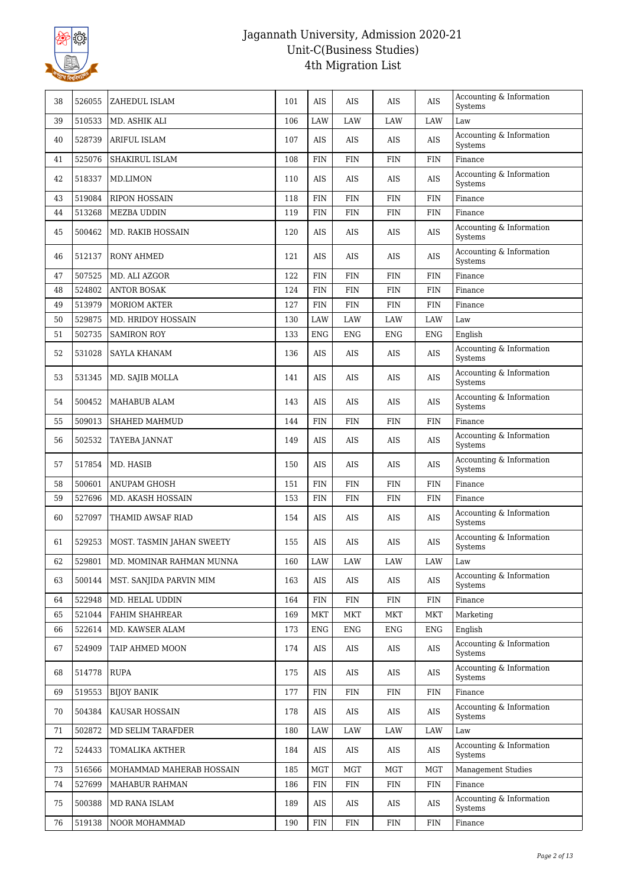# Jagannath University, Admission 2020-21
## Unit-C(Business Studies)
## 4th Migration List

| | | | | | | | | |
|---|---|---|---|---|---|---|---|---|
| 38 | 526055 | ZAHEDUL ISLAM | 101 | AIS | AIS | AIS | AIS | Accounting & Information Systems |
| 39 | 510533 | MD. ASHIK ALI | 106 | LAW | LAW | LAW | LAW | Law |
| 40 | 528739 | ARIFUL ISLAM | 107 | AIS | AIS | AIS | AIS | Accounting & Information Systems |
| 41 | 525076 | SHAKIRUL ISLAM | 108 | FIN | FIN | FIN | FIN | Finance |
| 42 | 518337 | MD.LIMON | 110 | AIS | AIS | AIS | AIS | Accounting & Information Systems |
| 43 | 519084 | RIPON HOSSAIN | 118 | FIN | FIN | FIN | FIN | Finance |
| 44 | 513268 | MEZBA UDDIN | 119 | FIN | FIN | FIN | FIN | Finance |
| 45 | 500462 | MD. RAKIB HOSSAIN | 120 | AIS | AIS | AIS | AIS | Accounting & Information Systems |
| 46 | 512137 | RONY AHMED | 121 | AIS | AIS | AIS | AIS | Accounting & Information Systems |
| 47 | 507525 | MD. ALI AZGOR | 122 | FIN | FIN | FIN | FIN | Finance |
| 48 | 524802 | ANTOR BOSAK | 124 | FIN | FIN | FIN | FIN | Finance |
| 49 | 513979 | MORIOM AKTER | 127 | FIN | FIN | FIN | FIN | Finance |
| 50 | 529875 | MD. HRIDOY HOSSAIN | 130 | LAW | LAW | LAW | LAW | Law |
| 51 | 502735 | SAMIRON ROY | 133 | ENG | ENG | ENG | ENG | English |
| 52 | 531028 | SAYLA KHANAM | 136 | AIS | AIS | AIS | AIS | Accounting & Information Systems |
| 53 | 531345 | MD. SAJIB MOLLA | 141 | AIS | AIS | AIS | AIS | Accounting & Information Systems |
| 54 | 500452 | MAHABUB ALAM | 143 | AIS | AIS | AIS | AIS | Accounting & Information Systems |
| 55 | 509013 | SHAHED MAHMUD | 144 | FIN | FIN | FIN | FIN | Finance |
| 56 | 502532 | TAYEBA JANNAT | 149 | AIS | AIS | AIS | AIS | Accounting & Information Systems |
| 57 | 517854 | MD. HASIB | 150 | AIS | AIS | AIS | AIS | Accounting & Information Systems |
| 58 | 500601 | ANUPAM GHOSH | 151 | FIN | FIN | FIN | FIN | Finance |
| 59 | 527696 | MD. AKASH HOSSAIN | 153 | FIN | FIN | FIN | FIN | Finance |
| 60 | 527097 | THAMID AWSAF RIAD | 154 | AIS | AIS | AIS | AIS | Accounting & Information Systems |
| 61 | 529253 | MOST. TASMIN JAHAN SWEETY | 155 | AIS | AIS | AIS | AIS | Accounting & Information Systems |
| 62 | 529801 | MD. MOMINAR RAHMAN MUNNA | 160 | LAW | LAW | LAW | LAW | Law |
| 63 | 500144 | MST. SANJIDA PARVIN MIM | 163 | AIS | AIS | AIS | AIS | Accounting & Information Systems |
| 64 | 522948 | MD. HELAL UDDIN | 164 | FIN | FIN | FIN | FIN | Finance |
| 65 | 521044 | FAHIM SHAHREAR | 169 | MKT | MKT | MKT | MKT | Marketing |
| 66 | 522614 | MD. KAWSER ALAM | 173 | ENG | ENG | ENG | ENG | English |
| 67 | 524909 | TAIP AHMED MOON | 174 | AIS | AIS | AIS | AIS | Accounting & Information Systems |
| 68 | 514778 | RUPA | 175 | AIS | AIS | AIS | AIS | Accounting & Information Systems |
| 69 | 519553 | BIJOY BANIK | 177 | FIN | FIN | FIN | FIN | Finance |
| 70 | 504384 | KAUSAR HOSSAIN | 178 | AIS | AIS | AIS | AIS | Accounting & Information Systems |
| 71 | 502872 | MD SELIM TARAFDER | 180 | LAW | LAW | LAW | LAW | Law |
| 72 | 524433 | TOMALIKA AKTHER | 184 | AIS | AIS | AIS | AIS | Accounting & Information Systems |
| 73 | 516566 | MOHAMMAD MAHERAB HOSSAIN | 185 | MGT | MGT | MGT | MGT | Management Studies |
| 74 | 527699 | MAHABUR RAHMAN | 186 | FIN | FIN | FIN | FIN | Finance |
| 75 | 500388 | MD RANA ISLAM | 189 | AIS | AIS | AIS | AIS | Accounting & Information Systems |
| 76 | 519138 | NOOR MOHAMMAD | 190 | FIN | FIN | FIN | FIN | Finance |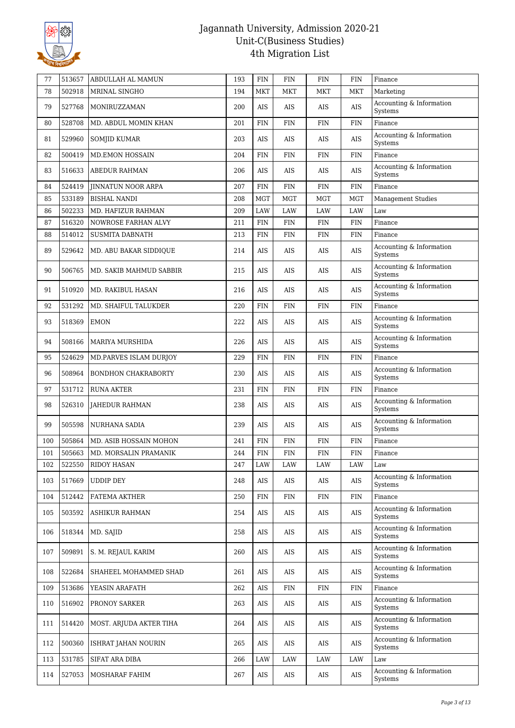| 77 | 513657 | ABDULLAH AL MAMUN | 193 | FIN | FIN | FIN | FIN | Finance |
|---|---|---|---|---|---|---|---|---|
| 78 | 502918 | MRINAL SINGHO | 194 | MKT | MKT | MKT | MKT | Marketing |
| 79 | 527768 | MONIRUZZAMAN | 200 | AIS | AIS | AIS | AIS | Accounting & Information Systems |
| 80 | 528708 | MD. ABDUL MOMIN KHAN | 201 | FIN | FIN | FIN | FIN | Finance |
| 81 | 529960 | SOMJID KUMAR | 203 | AIS | AIS | AIS | AIS | Accounting & Information Systems |
| 82 | 500419 | MD.EMON HOSSAIN | 204 | FIN | FIN | FIN | FIN | Finance |
| 83 | 516633 | ABEDUR RAHMAN | 206 | AIS | AIS | AIS | AIS | Accounting & Information Systems |
| 84 | 524419 | JINNATUN NOOR ARPA | 207 | FIN | FIN | FIN | FIN | Finance |
| 85 | 533189 | BISHAL NANDI | 208 | MGT | MGT | MGT | MGT | Management Studies |
| 86 | 502233 | MD. HAFIZUR RAHMAN | 209 | LAW | LAW | LAW | LAW | Law |
| 87 | 516320 | NOWROSE FARHAN ALVY | 211 | FIN | FIN | FIN | FIN | Finance |
| 88 | 514012 | SUSMITA DABNATH | 213 | FIN | FIN | FIN | FIN | Finance |
| 89 | 529642 | MD. ABU BAKAR SIDDIQUE | 214 | AIS | AIS | AIS | AIS | Accounting & Information Systems |
| 90 | 506765 | MD. SAKIB MAHMUD SABBIR | 215 | AIS | AIS | AIS | AIS | Accounting & Information Systems |
| 91 | 510920 | MD. RAKIBUL HASAN | 216 | AIS | AIS | AIS | AIS | Accounting & Information Systems |
| 92 | 531292 | MD. SHAIFUL TALUKDER | 220 | FIN | FIN | FIN | FIN | Finance |
| 93 | 518369 | EMON | 222 | AIS | AIS | AIS | AIS | Accounting & Information Systems |
| 94 | 508166 | MARIYA MURSHIDA | 226 | AIS | AIS | AIS | AIS | Accounting & Information Systems |
| 95 | 524629 | MD.PARVES ISLAM DURJOY | 229 | FIN | FIN | FIN | FIN | Finance |
| 96 | 508964 | BONDHON CHAKRABORTY | 230 | AIS | AIS | AIS | AIS | Accounting & Information Systems |
| 97 | 531712 | RUNA AKTER | 231 | FIN | FIN | FIN | FIN | Finance |
| 98 | 526310 | JAHEDUR RAHMAN | 238 | AIS | AIS | AIS | AIS | Accounting & Information Systems |
| 99 | 505598 | NURHANA SADIA | 239 | AIS | AIS | AIS | AIS | Accounting & Information Systems |
| 100 | 505864 | MD. ASIB HOSSAIN MOHON | 241 | FIN | FIN | FIN | FIN | Finance |
| 101 | 505663 | MD. MORSALIN PRAMANIK | 244 | FIN | FIN | FIN | FIN | Finance |
| 102 | 522550 | RIDOY HASAN | 247 | LAW | LAW | LAW | LAW | Law |
| 103 | 517669 | UDDIP DEY | 248 | AIS | AIS | AIS | AIS | Accounting & Information Systems |
| 104 | 512442 | FATEMA AKTHER | 250 | FIN | FIN | FIN | FIN | Finance |
| 105 | 503592 | ASHIKUR RAHMAN | 254 | AIS | AIS | AIS | AIS | Accounting & Information Systems |
| 106 | 518344 | MD. SAJID | 258 | AIS | AIS | AIS | AIS | Accounting & Information Systems |
| 107 | 509891 | S. M. REJAUL KARIM | 260 | AIS | AIS | AIS | AIS | Accounting & Information Systems |
| 108 | 522684 | SHAHEEL MOHAMMED SHAD | 261 | AIS | AIS | AIS | AIS | Accounting & Information Systems |
| 109 | 513686 | YEASIN ARAFATH | 262 | AIS | FIN | FIN | FIN | Finance |
| 110 | 516902 | PRONOY SARKER | 263 | AIS | AIS | AIS | AIS | Accounting & Information Systems |
| 111 | 514420 | MOST. ARJUDA AKTER TIHA | 264 | AIS | AIS | AIS | AIS | Accounting & Information Systems |
| 112 | 500360 | ISHRAT JAHAN NOURIN | 265 | AIS | AIS | AIS | AIS | Accounting & Information Systems |
| 113 | 531785 | SIFAT ARA DIBA | 266 | LAW | LAW | LAW | LAW | Law |
| 114 | 527053 | MOSHARAF FAHIM | 267 | AIS | AIS | AIS | AIS | Accounting & Information Systems |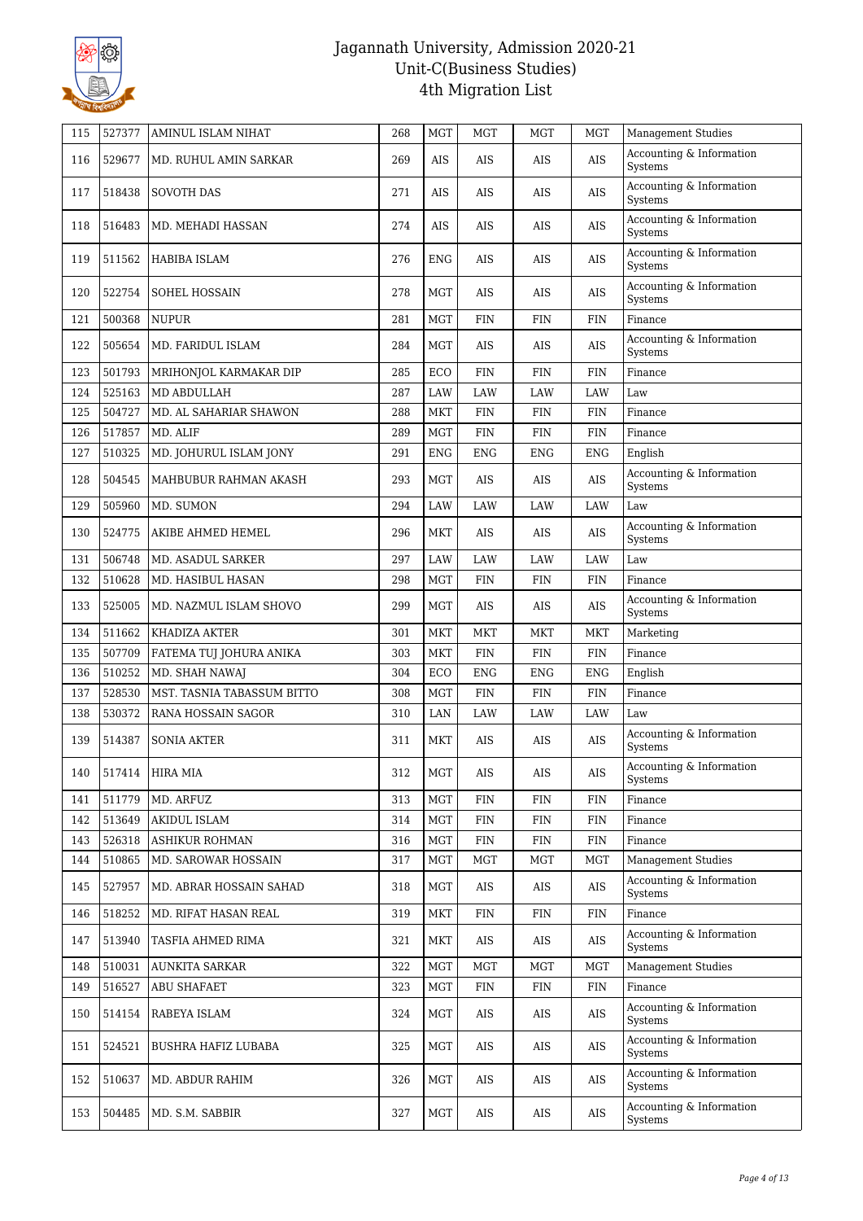# Jagannath University, Admission 2020-21
## Unit-C(Business Studies)
## 4th Migration List

| | | | | | | | | |
|---|---|---|---|---|---|---|---|---|
| 115 | 527377 | AMINUL ISLAM NIHAT | 268 | MGT | MGT | MGT | MGT | Management Studies |
| 116 | 529677 | MD. RUHUL AMIN SARKAR | 269 | AIS | AIS | AIS | AIS | Accounting & Information Systems |
| 117 | 518438 | SOVOTH DAS | 271 | AIS | AIS | AIS | AIS | Accounting & Information Systems |
| 118 | 516483 | MD. MEHADI HASSAN | 274 | AIS | AIS | AIS | AIS | Accounting & Information Systems |
| 119 | 511562 | HABIBA ISLAM | 276 | ENG | AIS | AIS | AIS | Accounting & Information Systems |
| 120 | 522754 | SOHEL HOSSAIN | 278 | MGT | AIS | AIS | AIS | Accounting & Information Systems |
| 121 | 500368 | NUPUR | 281 | MGT | FIN | FIN | FIN | Finance |
| 122 | 505654 | MD. FARIDUL ISLAM | 284 | MGT | AIS | AIS | AIS | Accounting & Information Systems |
| 123 | 501793 | MRIHONJOL KARMAKAR DIP | 285 | ECO | FIN | FIN | FIN | Finance |
| 124 | 525163 | MD ABDULLAH | 287 | LAW | LAW | LAW | LAW | Law |
| 125 | 504727 | MD. AL SAHARIAR SHAWON | 288 | MKT | FIN | FIN | FIN | Finance |
| 126 | 517857 | MD. ALIF | 289 | MGT | FIN | FIN | FIN | Finance |
| 127 | 510325 | MD. JOHURUL ISLAM JONY | 291 | ENG | ENG | ENG | ENG | English |
| 128 | 504545 | MAHBUBUR RAHMAN AKASH | 293 | MGT | AIS | AIS | AIS | Accounting & Information Systems |
| 129 | 505960 | MD. SUMON | 294 | LAW | LAW | LAW | LAW | Law |
| 130 | 524775 | AKIBE AHMED HEMEL | 296 | MKT | AIS | AIS | AIS | Accounting & Information Systems |
| 131 | 506748 | MD. ASADUL SARKER | 297 | LAW | LAW | LAW | LAW | Law |
| 132 | 510628 | MD. HASIBUL HASAN | 298 | MGT | FIN | FIN | FIN | Finance |
| 133 | 525005 | MD. NAZMUL ISLAM SHOVO | 299 | MGT | AIS | AIS | AIS | Accounting & Information Systems |
| 134 | 511662 | KHADIZA AKTER | 301 | MKT | MKT | MKT | MKT | Marketing |
| 135 | 507709 | FATEMA TUJ JOHURA ANIKA | 303 | MKT | FIN | FIN | FIN | Finance |
| 136 | 510252 | MD. SHAH NAWAJ | 304 | ECO | ENG | ENG | ENG | English |
| 137 | 528530 | MST. TASNIA TABASSUM BITTO | 308 | MGT | FIN | FIN | FIN | Finance |
| 138 | 530372 | RANA HOSSAIN SAGOR | 310 | LAN | LAW | LAW | LAW | Law |
| 139 | 514387 | SONIA AKTER | 311 | MKT | AIS | AIS | AIS | Accounting & Information Systems |
| 140 | 517414 | HIRA MIA | 312 | MGT | AIS | AIS | AIS | Accounting & Information Systems |
| 141 | 511779 | MD. ARFUZ | 313 | MGT | FIN | FIN | FIN | Finance |
| 142 | 513649 | AKIDUL ISLAM | 314 | MGT | FIN | FIN | FIN | Finance |
| 143 | 526318 | ASHIKUR ROHMAN | 316 | MGT | FIN | FIN | FIN | Finance |
| 144 | 510865 | MD. SAROWAR HOSSAIN | 317 | MGT | MGT | MGT | MGT | Management Studies |
| 145 | 527957 | MD. ABRAR HOSSAIN SAHAD | 318 | MGT | AIS | AIS | AIS | Accounting & Information Systems |
| 146 | 518252 | MD. RIFAT HASAN REAL | 319 | MKT | FIN | FIN | FIN | Finance |
| 147 | 513940 | TASFIA AHMED RIMA | 321 | MKT | AIS | AIS | AIS | Accounting & Information Systems |
| 148 | 510031 | AUNKITA SARKAR | 322 | MGT | MGT | MGT | MGT | Management Studies |
| 149 | 516527 | ABU SHAFAET | 323 | MGT | FIN | FIN | FIN | Finance |
| 150 | 514154 | RABEYA ISLAM | 324 | MGT | AIS | AIS | AIS | Accounting & Information Systems |
| 151 | 524521 | BUSHRA HAFIZ LUBABA | 325 | MGT | AIS | AIS | AIS | Accounting & Information Systems |
| 152 | 510637 | MD. ABDUR RAHIM | 326 | MGT | AIS | AIS | AIS | Accounting & Information Systems |
| 153 | 504485 | MD. S.M. SABBIR | 327 | MGT | AIS | AIS | AIS | Accounting & Information Systems |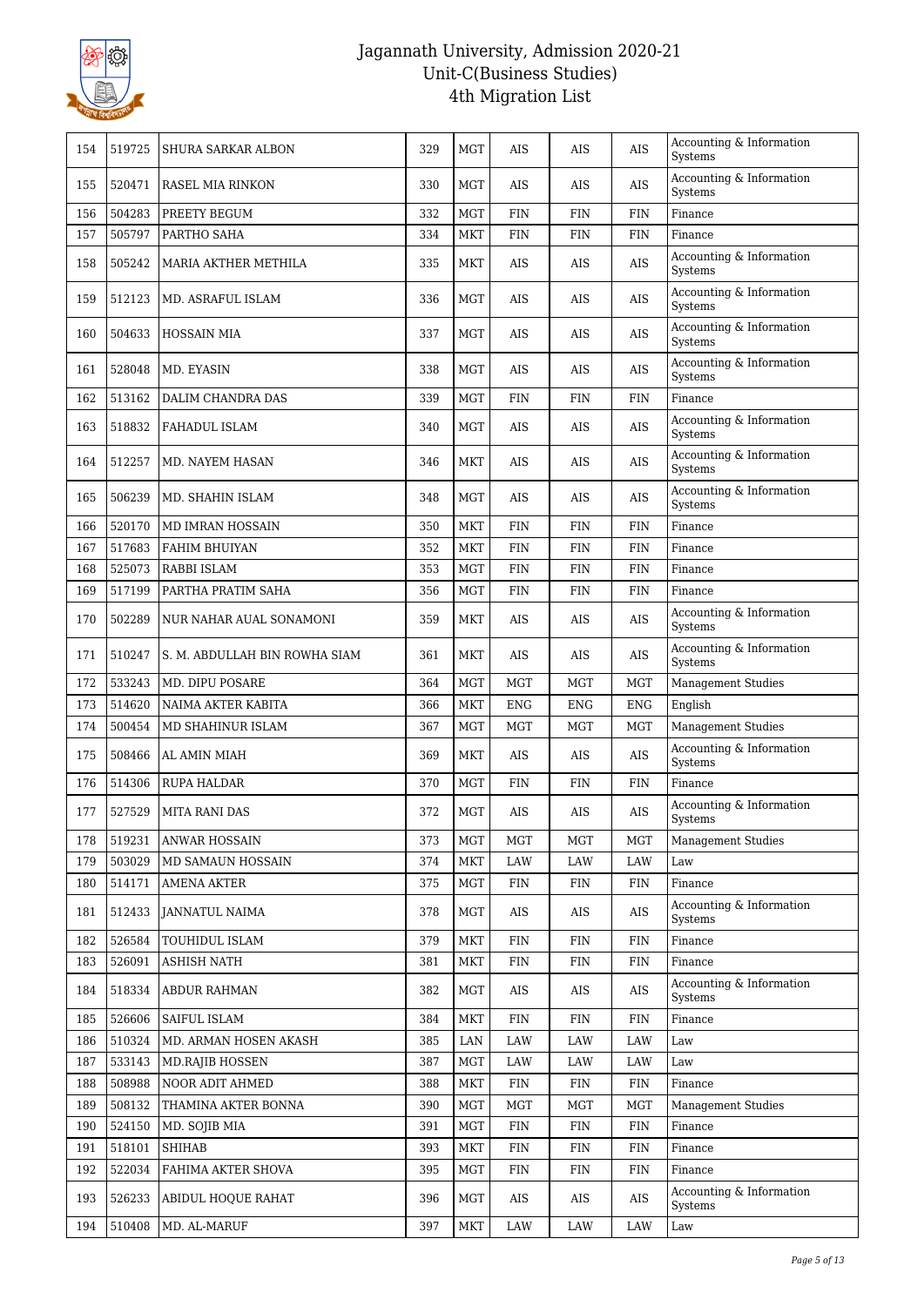# Jagannath University, Admission 2020-21
## Unit-C(Business Studies)
## 4th Migration List

| | | | | | | | |
|---|---|---|---|---|---|---|---|
| 154 | 519725 | SHURA SARKAR ALBON | 329 | MGT | AIS | AIS | AIS | Accounting & Information Systems |
| 155 | 520471 | RASEL MIA RINKON | 330 | MGT | AIS | AIS | AIS | Accounting & Information Systems |
| 156 | 504283 | PREETY BEGUM | 332 | MGT | FIN | FIN | FIN | Finance |
| 157 | 505797 | PARTHO SAHA | 334 | MKT | FIN | FIN | FIN | Finance |
| 158 | 505242 | MARIA AKTHER METHILA | 335 | MKT | AIS | AIS | AIS | Accounting & Information Systems |
| 159 | 512123 | MD. ASRAFUL ISLAM | 336 | MGT | AIS | AIS | AIS | Accounting & Information Systems |
| 160 | 504633 | HOSSAIN MIA | 337 | MGT | AIS | AIS | AIS | Accounting & Information Systems |
| 161 | 528048 | MD. EYASIN | 338 | MGT | AIS | AIS | AIS | Accounting & Information Systems |
| 162 | 513162 | DALIM CHANDRA DAS | 339 | MGT | FIN | FIN | FIN | Finance |
| 163 | 518832 | FAHADUL ISLAM | 340 | MGT | AIS | AIS | AIS | Accounting & Information Systems |
| 164 | 512257 | MD. NAYEM HASAN | 346 | MKT | AIS | AIS | AIS | Accounting & Information Systems |
| 165 | 506239 | MD. SHAHIN ISLAM | 348 | MGT | AIS | AIS | AIS | Accounting & Information Systems |
| 166 | 520170 | MD IMRAN HOSSAIN | 350 | MKT | FIN | FIN | FIN | Finance |
| 167 | 517683 | FAHIM BHUIYAN | 352 | MKT | FIN | FIN | FIN | Finance |
| 168 | 525073 | RABBI ISLAM | 353 | MGT | FIN | FIN | FIN | Finance |
| 169 | 517199 | PARTHA PRATIM SAHA | 356 | MGT | FIN | FIN | FIN | Finance |
| 170 | 502289 | NUR NAHAR AUAL SONAMONI | 359 | MKT | AIS | AIS | AIS | Accounting & Information Systems |
| 171 | 510247 | S. M. ABDULLAH BIN ROWHA SIAM | 361 | MKT | AIS | AIS | AIS | Accounting & Information Systems |
| 172 | 533243 | MD. DIPU POSARE | 364 | MGT | MGT | MGT | MGT | Management Studies |
| 173 | 514620 | NAIMA AKTER KABITA | 366 | MKT | ENG | ENG | ENG | English |
| 174 | 500454 | MD SHAHINUR ISLAM | 367 | MGT | MGT | MGT | MGT | Management Studies |
| 175 | 508466 | AL AMIN MIAH | 369 | MKT | AIS | AIS | AIS | Accounting & Information Systems |
| 176 | 514306 | RUPA HALDAR | 370 | MGT | FIN | FIN | FIN | Finance |
| 177 | 527529 | MITA RANI DAS | 372 | MGT | AIS | AIS | AIS | Accounting & Information Systems |
| 178 | 519231 | ANWAR HOSSAIN | 373 | MGT | MGT | MGT | MGT | Management Studies |
| 179 | 503029 | MD SAMAUN HOSSAIN | 374 | MKT | LAW | LAW | LAW | Law |
| 180 | 514171 | AMENA AKTER | 375 | MGT | FIN | FIN | FIN | Finance |
| 181 | 512433 | JANNATUL NAIMA | 378 | MGT | AIS | AIS | AIS | Accounting & Information Systems |
| 182 | 526584 | TOUHIDUL ISLAM | 379 | MKT | FIN | FIN | FIN | Finance |
| 183 | 526091 | ASHISH NATH | 381 | MKT | FIN | FIN | FIN | Finance |
| 184 | 518334 | ABDUR RAHMAN | 382 | MGT | AIS | AIS | AIS | Accounting & Information Systems |
| 185 | 526606 | SAIFUL ISLAM | 384 | MKT | FIN | FIN | FIN | Finance |
| 186 | 510324 | MD. ARMAN HOSEN AKASH | 385 | LAN | LAW | LAW | LAW | Law |
| 187 | 533143 | MD.RAJIB HOSSEN | 387 | MGT | LAW | LAW | LAW | Law |
| 188 | 508988 | NOOR ADIT AHMED | 388 | MKT | FIN | FIN | FIN | Finance |
| 189 | 508132 | THAMINA AKTER BONNA | 390 | MGT | MGT | MGT | MGT | Management Studies |
| 190 | 524150 | MD. SOJIB MIA | 391 | MGT | FIN | FIN | FIN | Finance |
| 191 | 518101 | SHIHAB | 393 | MKT | FIN | FIN | FIN | Finance |
| 192 | 522034 | FAHIMA AKTER SHOVA | 395 | MGT | FIN | FIN | FIN | Finance |
| 193 | 526233 | ABIDUL HOQUE RAHAT | 396 | MGT | AIS | AIS | AIS | Accounting & Information Systems |
| 194 | 510408 | MD. AL-MARUF | 397 | MKT | LAW | LAW | LAW | Law |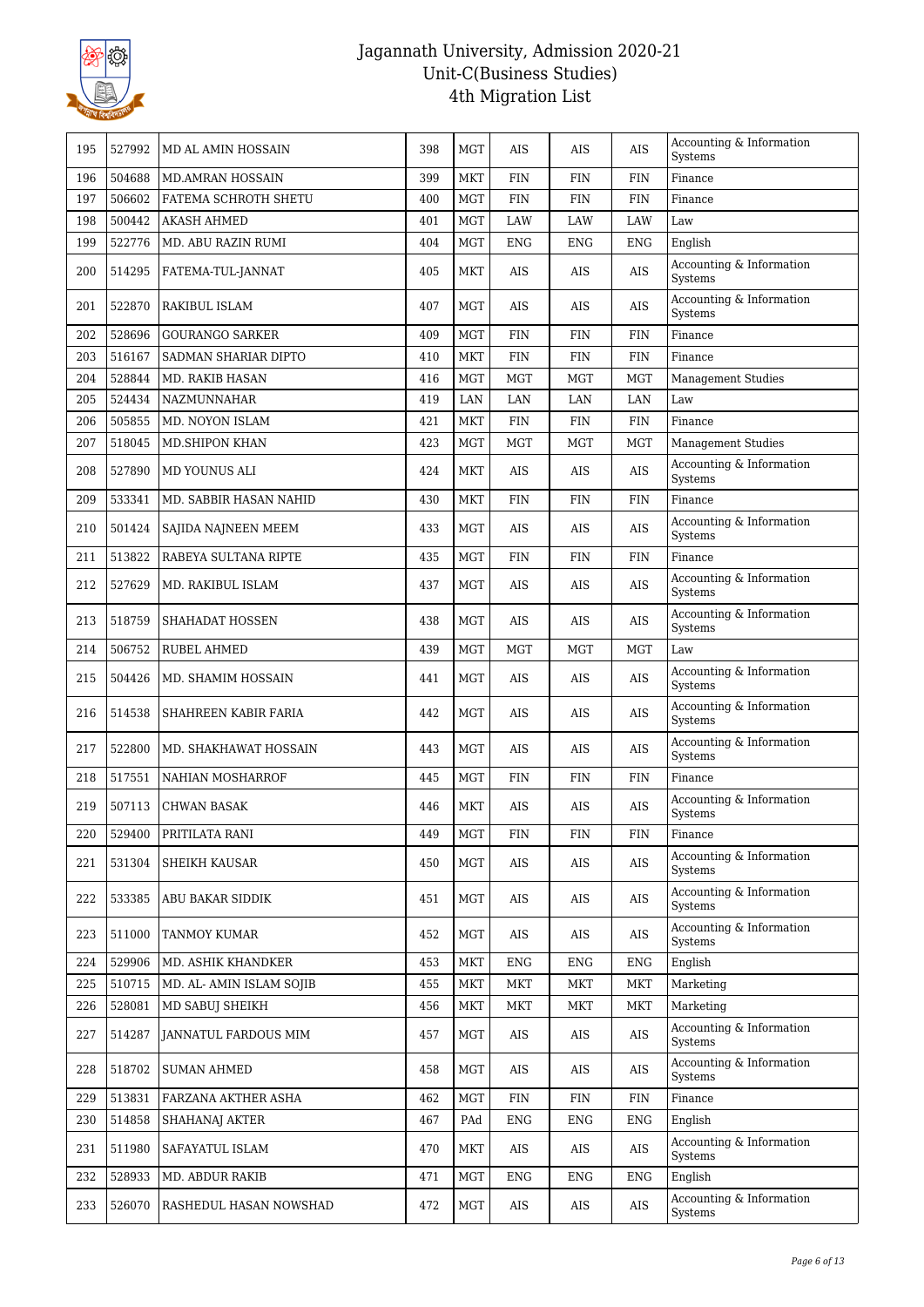| 195 | 527992 | MD AL AMIN HOSSAIN | 398 | MGT | AIS | AIS | AIS | Accounting & Information Systems |
|---|---|---|---|---|---|---|---|---|
| 196 | 504688 | MD.AMRAN HOSSAIN | 399 | MKT | FIN | FIN | FIN | Finance |
| 197 | 506602 | FATEMA SCHROTH SHETU | 400 | MGT | FIN | FIN | FIN | Finance |
| 198 | 500442 | AKASH AHMED | 401 | MGT | LAW | LAW | LAW | Law |
| 199 | 522776 | MD. ABU RAZIN RUMI | 404 | MGT | ENG | ENG | ENG | English |
| 200 | 514295 | FATEMA-TUL-JANNAT | 405 | MKT | AIS | AIS | AIS | Accounting & Information Systems |
| 201 | 522870 | RAKIBUL ISLAM | 407 | MGT | AIS | AIS | AIS | Accounting & Information Systems |
| 202 | 528696 | GOURANGO SARKER | 409 | MGT | FIN | FIN | FIN | Finance |
| 203 | 516167 | SADMAN SHARIAR DIPTO | 410 | MKT | FIN | FIN | FIN | Finance |
| 204 | 528844 | MD. RAKIB HASAN | 416 | MGT | MGT | MGT | MGT | Management Studies |
| 205 | 524434 | NAZMUNNAHAR | 419 | LAN | LAN | LAN | LAN | Law |
| 206 | 505855 | MD. NOYON ISLAM | 421 | MKT | FIN | FIN | FIN | Finance |
| 207 | 518045 | MD.SHIPON KHAN | 423 | MGT | MGT | MGT | MGT | Management Studies |
| 208 | 527890 | MD YOUNUS ALI | 424 | MKT | AIS | AIS | AIS | Accounting & Information Systems |
| 209 | 533341 | MD. SABBIR HASAN NAHID | 430 | MKT | FIN | FIN | FIN | Finance |
| 210 | 501424 | SAJIDA NAJNEEN MEEM | 433 | MGT | AIS | AIS | AIS | Accounting & Information Systems |
| 211 | 513822 | RABEYA SULTANA RIPTE | 435 | MGT | FIN | FIN | FIN | Finance |
| 212 | 527629 | MD. RAKIBUL ISLAM | 437 | MGT | AIS | AIS | AIS | Accounting & Information Systems |
| 213 | 518759 | SHAHADAT HOSSEN | 438 | MGT | AIS | AIS | AIS | Accounting & Information Systems |
| 214 | 506752 | RUBEL AHMED | 439 | MGT | MGT | MGT | MGT | Law |
| 215 | 504426 | MD. SHAMIM HOSSAIN | 441 | MGT | AIS | AIS | AIS | Accounting & Information Systems |
| 216 | 514538 | SHAHREEN KABIR FARIA | 442 | MGT | AIS | AIS | AIS | Accounting & Information Systems |
| 217 | 522800 | MD. SHAKHAWAT HOSSAIN | 443 | MGT | AIS | AIS | AIS | Accounting & Information Systems |
| 218 | 517551 | NAHIAN MOSHARROF | 445 | MGT | FIN | FIN | FIN | Finance |
| 219 | 507113 | CHWAN BASAK | 446 | MKT | AIS | AIS | AIS | Accounting & Information Systems |
| 220 | 529400 | PRITILATA RANI | 449 | MGT | FIN | FIN | FIN | Finance |
| 221 | 531304 | SHEIKH KAUSAR | 450 | MGT | AIS | AIS | AIS | Accounting & Information Systems |
| 222 | 533385 | ABU BAKAR SIDDIK | 451 | MGT | AIS | AIS | AIS | Accounting & Information Systems |
| 223 | 511000 | TANMOY KUMAR | 452 | MGT | AIS | AIS | AIS | Accounting & Information Systems |
| 224 | 529906 | MD. ASHIK KHANDKER | 453 | MKT | ENG | ENG | ENG | English |
| 225 | 510715 | MD. AL- AMIN ISLAM SOJIB | 455 | MKT | MKT | MKT | MKT | Marketing |
| 226 | 528081 | MD SABUJ SHEIKH | 456 | MKT | MKT | MKT | MKT | Marketing |
| 227 | 514287 | JANNATUL FARDOUS MIM | 457 | MGT | AIS | AIS | AIS | Accounting & Information Systems |
| 228 | 518702 | SUMAN AHMED | 458 | MGT | AIS | AIS | AIS | Accounting & Information Systems |
| 229 | 513831 | FARZANA AKTHER ASHA | 462 | MGT | FIN | FIN | FIN | Finance |
| 230 | 514858 | SHAHANAJ AKTER | 467 | PAd | ENG | ENG | ENG | English |
| 231 | 511980 | SAFAYATUL ISLAM | 470 | MKT | AIS | AIS | AIS | Accounting & Information Systems |
| 232 | 528933 | MD. ABDUR RAKIB | 471 | MGT | ENG | ENG | ENG | English |
| 233 | 526070 | RASHEDUL HASAN NOWSHAD | 472 | MGT | AIS | AIS | AIS | Accounting & Information Systems |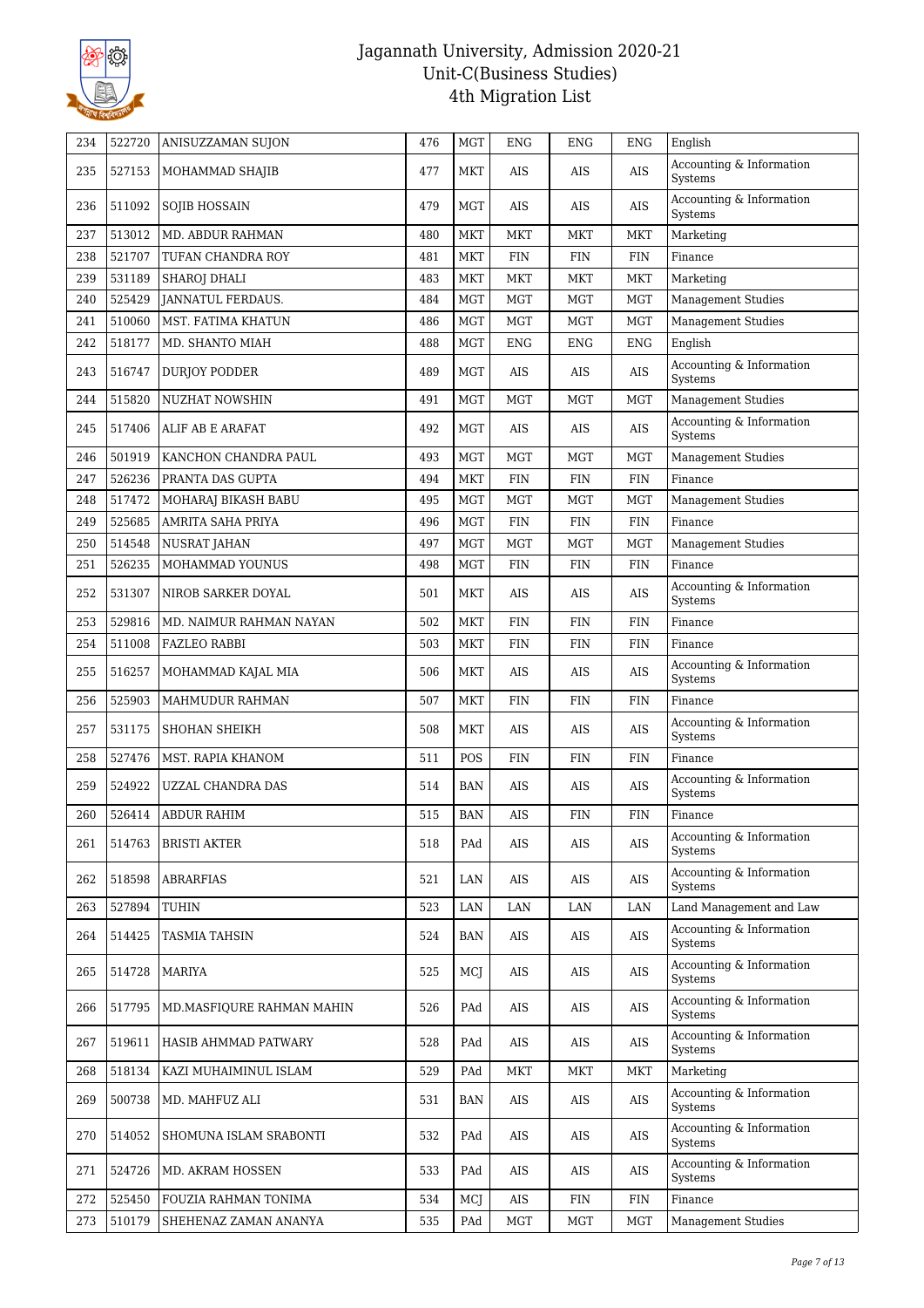# Jagannath University, Admission 2020-21
## Unit-C(Business Studies)
## 4th Migration List

| | | | | | | | | |
|---|---|---|---|---|---|---|---|---|
| 234 | 522720 | ANISUZZAMAN SUJON | 476 | MGT | ENG | ENG | ENG | English |
| 235 | 527153 | MOHAMMAD SHAJIB | 477 | MKT | AIS | AIS | AIS | Accounting & Information Systems |
| 236 | 511092 | SOJIB HOSSAIN | 479 | MGT | AIS | AIS | AIS | Accounting & Information Systems |
| 237 | 513012 | MD. ABDUR RAHMAN | 480 | MKT | MKT | MKT | MKT | Marketing |
| 238 | 521707 | TUFAN CHANDRA ROY | 481 | MKT | FIN | FIN | FIN | Finance |
| 239 | 531189 | SHAROJ DHALI | 483 | MKT | MKT | MKT | MKT | Marketing |
| 240 | 525429 | JANNATUL FERDAUS. | 484 | MGT | MGT | MGT | MGT | Management Studies |
| 241 | 510060 | MST. FATIMA KHATUN | 486 | MGT | MGT | MGT | MGT | Management Studies |
| 242 | 518177 | MD. SHANTO MIAH | 488 | MGT | ENG | ENG | ENG | English |
| 243 | 516747 | DURJOY PODDER | 489 | MGT | AIS | AIS | AIS | Accounting & Information Systems |
| 244 | 515820 | NUZHAT NOWSHIN | 491 | MGT | MGT | MGT | MGT | Management Studies |
| 245 | 517406 | ALIF AB E ARAFAT | 492 | MGT | AIS | AIS | AIS | Accounting & Information Systems |
| 246 | 501919 | KANCHON CHANDRA PAUL | 493 | MGT | MGT | MGT | MGT | Management Studies |
| 247 | 526236 | PRANTA DAS GUPTA | 494 | MKT | FIN | FIN | FIN | Finance |
| 248 | 517472 | MOHARAJ BIKASH BABU | 495 | MGT | MGT | MGT | MGT | Management Studies |
| 249 | 525685 | AMRITA SAHA PRIYA | 496 | MGT | FIN | FIN | FIN | Finance |
| 250 | 514548 | NUSRAT JAHAN | 497 | MGT | MGT | MGT | MGT | Management Studies |
| 251 | 526235 | MOHAMMAD YOUNUS | 498 | MGT | FIN | FIN | FIN | Finance |
| 252 | 531307 | NIROB SARKER DOYAL | 501 | MKT | AIS | AIS | AIS | Accounting & Information Systems |
| 253 | 529816 | MD. NAIMUR RAHMAN NAYAN | 502 | MKT | FIN | FIN | FIN | Finance |
| 254 | 511008 | FAZLEO RABBI | 503 | MKT | FIN | FIN | FIN | Finance |
| 255 | 516257 | MOHAMMAD KAJAL MIA | 506 | MKT | AIS | AIS | AIS | Accounting & Information Systems |
| 256 | 525903 | MAHMUDUR RAHMAN | 507 | MKT | FIN | FIN | FIN | Finance |
| 257 | 531175 | SHOHAN SHEIKH | 508 | MKT | AIS | AIS | AIS | Accounting & Information Systems |
| 258 | 527476 | MST. RAPIA KHANOM | 511 | POS | FIN | FIN | FIN | Finance |
| 259 | 524922 | UZZAL CHANDRA DAS | 514 | BAN | AIS | AIS | AIS | Accounting & Information Systems |
| 260 | 526414 | ABDUR RAHIM | 515 | BAN | AIS | FIN | FIN | Finance |
| 261 | 514763 | BRISTI AKTER | 518 | PAd | AIS | AIS | AIS | Accounting & Information Systems |
| 262 | 518598 | ABRARFIAS | 521 | LAN | AIS | AIS | AIS | Accounting & Information Systems |
| 263 | 527894 | TUHIN | 523 | LAN | LAN | LAN | LAN | Land Management and Law |
| 264 | 514425 | TASMIA TAHSIN | 524 | BAN | AIS | AIS | AIS | Accounting & Information Systems |
| 265 | 514728 | MARIYA | 525 | MCJ | AIS | AIS | AIS | Accounting & Information Systems |
| 266 | 517795 | MD.MASFIQURE RAHMAN MAHIN | 526 | PAd | AIS | AIS | AIS | Accounting & Information Systems |
| 267 | 519611 | HASIB AHMMAD PATWARY | 528 | PAd | AIS | AIS | AIS | Accounting & Information Systems |
| 268 | 518134 | KAZI MUHAIMINUL ISLAM | 529 | PAd | MKT | MKT | MKT | Marketing |
| 269 | 500738 | MD. MAHFUZ ALI | 531 | BAN | AIS | AIS | AIS | Accounting & Information Systems |
| 270 | 514052 | SHOMUNA ISLAM SRABONTI | 532 | PAd | AIS | AIS | AIS | Accounting & Information Systems |
| 271 | 524726 | MD. AKRAM HOSSEN | 533 | PAd | AIS | AIS | AIS | Accounting & Information Systems |
| 272 | 525450 | FOUZIA RAHMAN TONIMA | 534 | MCJ | AIS | FIN | FIN | Finance |
| 273 | 510179 | SHEHENAZ ZAMAN ANANYA | 535 | PAd | MGT | MGT | MGT | Management Studies |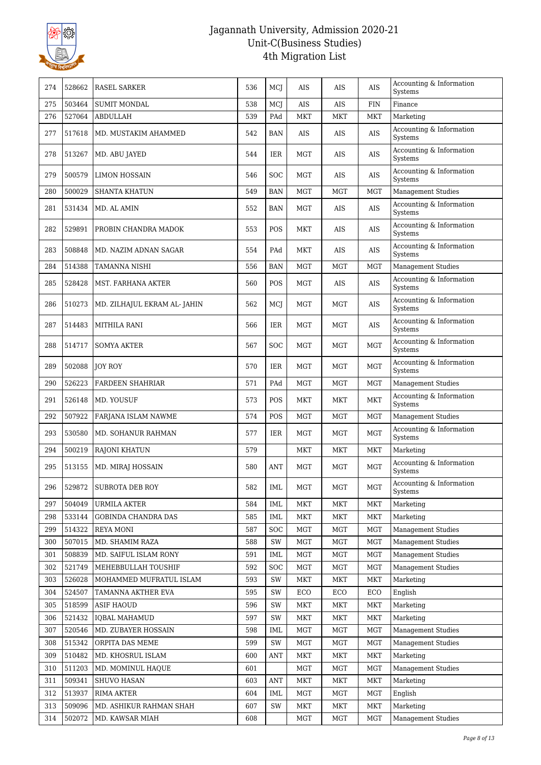# Jagannath University, Admission 2020-21
## Unit-C(Business Studies)
## 4th Migration List

| | | | | | | | | |
|---|---|---|---|---|---|---|---|---|
| 274 | 528662 | RASEL SARKER | 536 | MCJ | AIS | AIS | AIS | Accounting & Information Systems |
| 275 | 503464 | SUMIT MONDAL | 538 | MCJ | AIS | AIS | FIN | Finance |
| 276 | 527064 | ABDULLAH | 539 | PAd | MKT | MKT | MKT | Marketing |
| 277 | 517618 | MD. MUSTAKIM AHAMMED | 542 | BAN | AIS | AIS | AIS | Accounting & Information Systems |
| 278 | 513267 | MD. ABU JAYED | 544 | IER | MGT | AIS | AIS | Accounting & Information Systems |
| 279 | 500579 | LIMON HOSSAIN | 546 | SOC | MGT | AIS | AIS | Accounting & Information Systems |
| 280 | 500029 | SHANTA KHATUN | 549 | BAN | MGT | MGT | MGT | Management Studies |
| 281 | 531434 | MD. AL AMIN | 552 | BAN | MGT | AIS | AIS | Accounting & Information Systems |
| 282 | 529891 | PROBIN CHANDRA MADOK | 553 | POS | MKT | AIS | AIS | Accounting & Information Systems |
| 283 | 508848 | MD. NAZIM ADNAN SAGAR | 554 | PAd | MKT | AIS | AIS | Accounting & Information Systems |
| 284 | 514388 | TAMANNA NISHI | 556 | BAN | MGT | MGT | MGT | Management Studies |
| 285 | 528428 | MST. FARHANA AKTER | 560 | POS | MGT | AIS | AIS | Accounting & Information Systems |
| 286 | 510273 | MD. ZILHAJUL EKRAM AL- JAHIN | 562 | MCJ | MGT | MGT | AIS | Accounting & Information Systems |
| 287 | 514483 | MITHILA RANI | 566 | IER | MGT | MGT | AIS | Accounting & Information Systems |
| 288 | 514717 | SOMYA AKTER | 567 | SOC | MGT | MGT | MGT | Accounting & Information Systems |
| 289 | 502088 | JOY ROY | 570 | IER | MGT | MGT | MGT | Accounting & Information Systems |
| 290 | 526223 | FARDEEN SHAHRIAR | 571 | PAd | MGT | MGT | MGT | Management Studies |
| 291 | 526148 | MD. YOUSUF | 573 | POS | MKT | MKT | MKT | Accounting & Information Systems |
| 292 | 507922 | FARJANA ISLAM NAWME | 574 | POS | MGT | MGT | MGT | Management Studies |
| 293 | 530580 | MD. SOHANUR RAHMAN | 577 | IER | MGT | MGT | MGT | Accounting & Information Systems |
| 294 | 500219 | RAJONI KHATUN | 579 | | MKT | MKT | MKT | Marketing |
| 295 | 513155 | MD. MIRAJ HOSSAIN | 580 | ANT | MGT | MGT | MGT | Accounting & Information Systems |
| 296 | 529872 | SUBROTA DEB ROY | 582 | IML | MGT | MGT | MGT | Accounting & Information Systems |
| 297 | 504049 | URMILA AKTER | 584 | IML | MKT | MKT | MKT | Marketing |
| 298 | 533144 | GOBINDA CHANDRA DAS | 585 | IML | MKT | MKT | MKT | Marketing |
| 299 | 514322 | REYA MONI | 587 | SOC | MGT | MGT | MGT | Management Studies |
| 300 | 507015 | MD. SHAMIM RAZA | 588 | SW | MGT | MGT | MGT | Management Studies |
| 301 | 508839 | MD. SAIFUL ISLAM RONY | 591 | IML | MGT | MGT | MGT | Management Studies |
| 302 | 521749 | MEHEBBULLAH TOUSHIF | 592 | SOC | MGT | MGT | MGT | Management Studies |
| 303 | 526028 | MOHAMMED MUFRATUL ISLAM | 593 | SW | MKT | MKT | MKT | Marketing |
| 304 | 524507 | TAMANNA AKTHER EVA | 595 | SW | ECO | ECO | ECO | English |
| 305 | 518599 | ASIF HAOUD | 596 | SW | MKT | MKT | MKT | Marketing |
| 306 | 521432 | IQBAL MAHAMUD | 597 | SW | MKT | MKT | MKT | Marketing |
| 307 | 520546 | MD. ZUBAYER HOSSAIN | 598 | IML | MGT | MGT | MGT | Management Studies |
| 308 | 515342 | ORPITA DAS MEME | 599 | SW | MGT | MGT | MGT | Management Studies |
| 309 | 510482 | MD. KHOSRUL ISLAM | 600 | ANT | MKT | MKT | MKT | Marketing |
| 310 | 511203 | MD. MOMINUL HAQUE | 601 | | MGT | MGT | MGT | Management Studies |
| 311 | 509341 | SHUVO HASAN | 603 | ANT | MKT | MKT | MKT | Marketing |
| 312 | 513937 | RIMA AKTER | 604 | IML | MGT | MGT | MGT | English |
| 313 | 509096 | MD. ASHIKUR RAHMAN SHAH | 607 | SW | MKT | MKT | MKT | Marketing |
| 314 | 502072 | MD. KAWSAR MIAH | 608 | | MGT | MGT | MGT | Management Studies |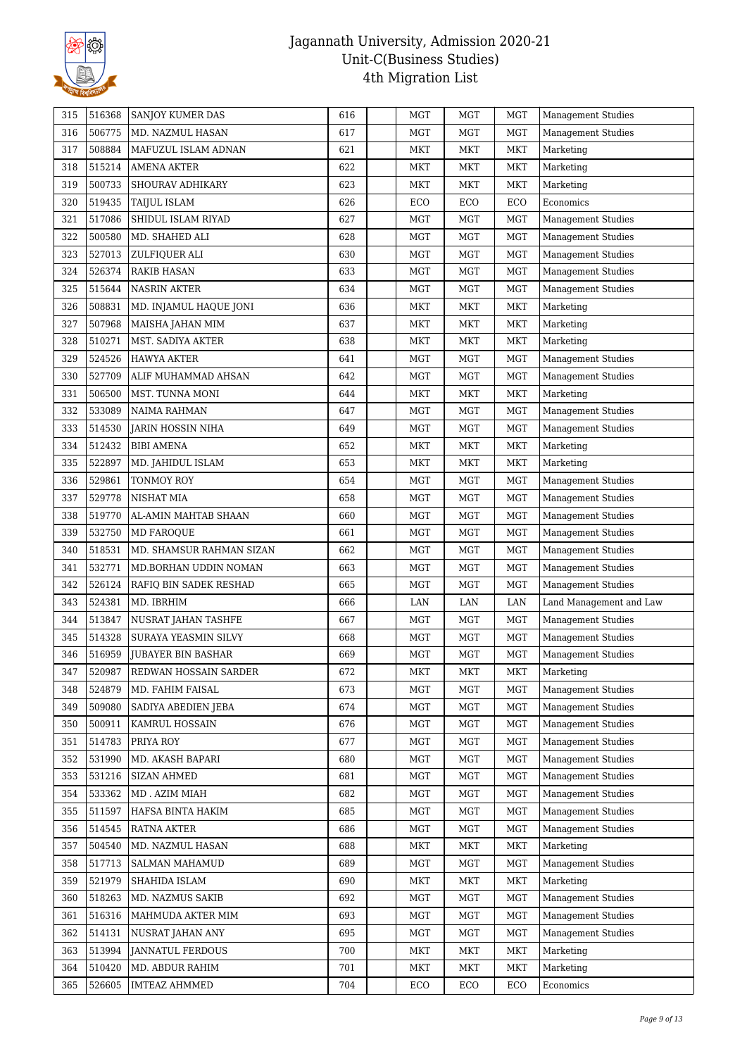# Jagannath University, Admission 2020-21
## Unit-C(Business Studies)
## 4th Migration List

| | | | | | | | | |
|---|---|---|---|---|---|---|---|---|
| 315 | 516368 | SANJOY KUMER DAS | 616 | | MGT | MGT | MGT | Management Studies |
| 316 | 506775 | MD. NAZMUL HASAN | 617 | | MGT | MGT | MGT | Management Studies |
| 317 | 508884 | MAFUZUL ISLAM ADNAN | 621 | | MKT | MKT | MKT | Marketing |
| 318 | 515214 | AMENA AKTER | 622 | | MKT | MKT | MKT | Marketing |
| 319 | 500733 | SHOURAV ADHIKARY | 623 | | MKT | MKT | MKT | Marketing |
| 320 | 519435 | TAIJUL ISLAM | 626 | | ECO | ECO | ECO | Economics |
| 321 | 517086 | SHIDUL ISLAM RIYAD | 627 | | MGT | MGT | MGT | Management Studies |
| 322 | 500580 | MD. SHAHED ALI | 628 | | MGT | MGT | MGT | Management Studies |
| 323 | 527013 | ZULFIQUER ALI | 630 | | MGT | MGT | MGT | Management Studies |
| 324 | 526374 | RAKIB HASAN | 633 | | MGT | MGT | MGT | Management Studies |
| 325 | 515644 | NASRIN AKTER | 634 | | MGT | MGT | MGT | Management Studies |
| 326 | 508831 | MD. INJAMUL HAQUE JONI | 636 | | MKT | MKT | MKT | Marketing |
| 327 | 507968 | MAISHA JAHAN MIM | 637 | | MKT | MKT | MKT | Marketing |
| 328 | 510271 | MST. SADIYA AKTER | 638 | | MKT | MKT | MKT | Marketing |
| 329 | 524526 | HAWYA AKTER | 641 | | MGT | MGT | MGT | Management Studies |
| 330 | 527709 | ALIF MUHAMMAD AHSAN | 642 | | MGT | MGT | MGT | Management Studies |
| 331 | 506500 | MST. TUNNA MONI | 644 | | MKT | MKT | MKT | Marketing |
| 332 | 533089 | NAIMA RAHMAN | 647 | | MGT | MGT | MGT | Management Studies |
| 333 | 514530 | JARIN HOSSIN NIHA | 649 | | MGT | MGT | MGT | Management Studies |
| 334 | 512432 | BIBI AMENA | 652 | | MKT | MKT | MKT | Marketing |
| 335 | 522897 | MD. JAHIDUL ISLAM | 653 | | MKT | MKT | MKT | Marketing |
| 336 | 529861 | TONMOY ROY | 654 | | MGT | MGT | MGT | Management Studies |
| 337 | 529778 | NISHAT MIA | 658 | | MGT | MGT | MGT | Management Studies |
| 338 | 519770 | AL-AMIN MAHTAB SHAAN | 660 | | MGT | MGT | MGT | Management Studies |
| 339 | 532750 | MD FAROQUE | 661 | | MGT | MGT | MGT | Management Studies |
| 340 | 518531 | MD. SHAMSUR RAHMAN SIZAN | 662 | | MGT | MGT | MGT | Management Studies |
| 341 | 532771 | MD.BORHAN UDDIN NOMAN | 663 | | MGT | MGT | MGT | Management Studies |
| 342 | 526124 | RAFIQ BIN SADEK RESHAD | 665 | | MGT | MGT | MGT | Management Studies |
| 343 | 524381 | MD. IBRHIM | 666 | | LAN | LAN | LAN | Land Management and Law |
| 344 | 513847 | NUSRAT JAHAN TASHFE | 667 | | MGT | MGT | MGT | Management Studies |
| 345 | 514328 | SURAYA YEASMIN SILVY | 668 | | MGT | MGT | MGT | Management Studies |
| 346 | 516959 | JUBAYER BIN BASHAR | 669 | | MGT | MGT | MGT | Management Studies |
| 347 | 520987 | REDWAN HOSSAIN SARDER | 672 | | MKT | MKT | MKT | Marketing |
| 348 | 524879 | MD. FAHIM FAISAL | 673 | | MGT | MGT | MGT | Management Studies |
| 349 | 509080 | SADIYA ABEDIEN JEBA | 674 | | MGT | MGT | MGT | Management Studies |
| 350 | 500911 | KAMRUL HOSSAIN | 676 | | MGT | MGT | MGT | Management Studies |
| 351 | 514783 | PRIYA ROY | 677 | | MGT | MGT | MGT | Management Studies |
| 352 | 531990 | MD. AKASH BAPARI | 680 | | MGT | MGT | MGT | Management Studies |
| 353 | 531216 | SIZAN AHMED | 681 | | MGT | MGT | MGT | Management Studies |
| 354 | 533362 | MD . AZIM MIAH | 682 | | MGT | MGT | MGT | Management Studies |
| 355 | 511597 | HAFSA BINTA HAKIM | 685 | | MGT | MGT | MGT | Management Studies |
| 356 | 514545 | RATNA AKTER | 686 | | MGT | MGT | MGT | Management Studies |
| 357 | 504540 | MD. NAZMUL HASAN | 688 | | MKT | MKT | MKT | Marketing |
| 358 | 517713 | SALMAN MAHAMUD | 689 | | MGT | MGT | MGT | Management Studies |
| 359 | 521979 | SHAHIDA ISLAM | 690 | | MKT | MKT | MKT | Marketing |
| 360 | 518263 | MD. NAZMUS SAKIB | 692 | | MGT | MGT | MGT | Management Studies |
| 361 | 516316 | MAHMUDA AKTER MIM | 693 | | MGT | MGT | MGT | Management Studies |
| 362 | 514131 | NUSRAT JAHAN ANY | 695 | | MGT | MGT | MGT | Management Studies |
| 363 | 513994 | JANNATUL FERDOUS | 700 | | MKT | MKT | MKT | Marketing |
| 364 | 510420 | MD. ABDUR RAHIM | 701 | | MKT | MKT | MKT | Marketing |
| 365 | 526605 | IMTEAZ AHMMED | 704 | | ECO | ECO | ECO | Economics |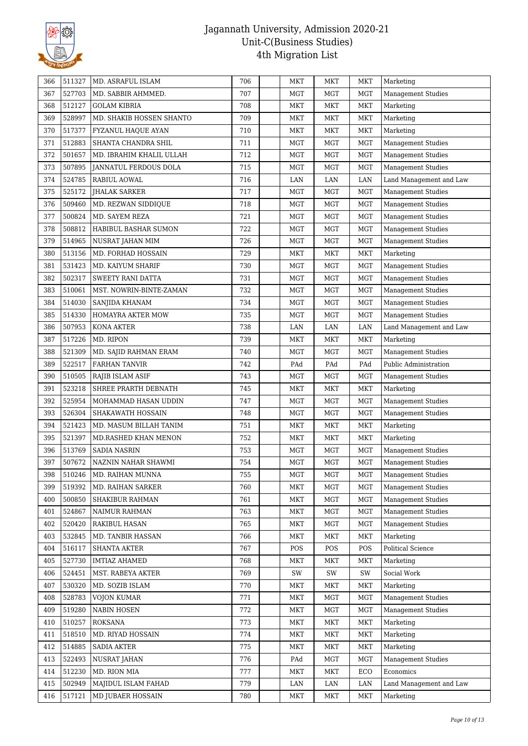# Jagannath University, Admission 2020-21
## Unit-C(Business Studies)
## 4th Migration List

| | | | | | | | | |
|---|---|---|---|---|---|---|---|---|
| 366 | 511327 | MD. ASRAFUL ISLAM | 706 | | MKT | MKT | MKT | Marketing |
| 367 | 527703 | MD. SABBIR AHMMED. | 707 | | MGT | MGT | MGT | Management Studies |
| 368 | 512127 | GOLAM KIBRIA | 708 | | MKT | MKT | MKT | Marketing |
| 369 | 528997 | MD. SHAKIB HOSSEN SHANTO | 709 | | MKT | MKT | MKT | Marketing |
| 370 | 517377 | FYZANUL HAQUE AYAN | 710 | | MKT | MKT | MKT | Marketing |
| 371 | 512883 | SHANTA CHANDRA SHIL | 711 | | MGT | MGT | MGT | Management Studies |
| 372 | 501657 | MD. IBRAHIM KHALIL ULLAH | 712 | | MGT | MGT | MGT | Management Studies |
| 373 | 507895 | JANNATUL FERDOUS DOLA | 715 | | MGT | MGT | MGT | Management Studies |
| 374 | 524785 | RABIUL AOWAL | 716 | | LAN | LAN | LAN | Land Management and Law |
| 375 | 525172 | JHALAK SARKER | 717 | | MGT | MGT | MGT | Management Studies |
| 376 | 509460 | MD. REZWAN SIDDIQUE | 718 | | MGT | MGT | MGT | Management Studies |
| 377 | 500824 | MD. SAYEM REZA | 721 | | MGT | MGT | MGT | Management Studies |
| 378 | 508812 | HABIBUL BASHAR SUMON | 722 | | MGT | MGT | MGT | Management Studies |
| 379 | 514965 | NUSRAT JAHAN MIM | 726 | | MGT | MGT | MGT | Management Studies |
| 380 | 513156 | MD. FORHAD HOSSAIN | 729 | | MKT | MKT | MKT | Marketing |
| 381 | 531423 | MD. KAIYUM SHARIF | 730 | | MGT | MGT | MGT | Management Studies |
| 382 | 502317 | SWEETY RANI DATTA | 731 | | MGT | MGT | MGT | Management Studies |
| 383 | 510061 | MST. NOWRIN-BINTE-ZAMAN | 732 | | MGT | MGT | MGT | Management Studies |
| 384 | 514030 | SANJIDA KHANAM | 734 | | MGT | MGT | MGT | Management Studies |
| 385 | 514330 | HOMAYRA AKTER MOW | 735 | | MGT | MGT | MGT | Management Studies |
| 386 | 507953 | KONA AKTER | 738 | | LAN | LAN | LAN | Land Management and Law |
| 387 | 517226 | MD. RIPON | 739 | | MKT | MKT | MKT | Marketing |
| 388 | 521309 | MD. SAJID RAHMAN ERAM | 740 | | MGT | MGT | MGT | Management Studies |
| 389 | 522517 | FARHAN TANVIR | 742 | | PAd | PAd | PAd | Public Administration |
| 390 | 510505 | RAJIB ISLAM ASIF | 743 | | MGT | MGT | MGT | Management Studies |
| 391 | 523218 | SHREE PRARTH DEBNATH | 745 | | MKT | MKT | MKT | Marketing |
| 392 | 525954 | MOHAMMAD HASAN UDDIN | 747 | | MGT | MGT | MGT | Management Studies |
| 393 | 526304 | SHAKAWATH HOSSAIN | 748 | | MGT | MGT | MGT | Management Studies |
| 394 | 521423 | MD. MASUM BILLAH TANIM | 751 | | MKT | MKT | MKT | Marketing |
| 395 | 521397 | MD.RASHED KHAN MENON | 752 | | MKT | MKT | MKT | Marketing |
| 396 | 513769 | SADIA NASRIN | 753 | | MGT | MGT | MGT | Management Studies |
| 397 | 507672 | NAZNIN NAHAR SHAWMI | 754 | | MGT | MGT | MGT | Management Studies |
| 398 | 510246 | MD. RAIHAN MUNNA | 755 | | MGT | MGT | MGT | Management Studies |
| 399 | 519392 | MD. RAIHAN SARKER | 760 | | MKT | MGT | MGT | Management Studies |
| 400 | 500850 | SHAKIBUR RAHMAN | 761 | | MKT | MGT | MGT | Management Studies |
| 401 | 524867 | NAIMUR RAHMAN | 763 | | MKT | MGT | MGT | Management Studies |
| 402 | 520420 | RAKIBUL HASAN | 765 | | MKT | MGT | MGT | Management Studies |
| 403 | 532845 | MD. TANBIR HASSAN | 766 | | MKT | MKT | MKT | Marketing |
| 404 | 516117 | SHANTA AKTER | 767 | | POS | POS | POS | Political Science |
| 405 | 527730 | IMTIAZ AHAMED | 768 | | MKT | MKT | MKT | Marketing |
| 406 | 524451 | MST. RABEYA AKTER | 769 | | SW | SW | SW | Social Work |
| 407 | 530320 | MD. SOZIB ISLAM | 770 | | MKT | MKT | MKT | Marketing |
| 408 | 528783 | VOJON KUMAR | 771 | | MKT | MGT | MGT | Management Studies |
| 409 | 519280 | NABIN HOSEN | 772 | | MKT | MGT | MGT | Management Studies |
| 410 | 510257 | ROKSANA | 773 | | MKT | MKT | MKT | Marketing |
| 411 | 518510 | MD. RIYAD HOSSAIN | 774 | | MKT | MKT | MKT | Marketing |
| 412 | 514885 | SADIA AKTER | 775 | | MKT | MKT | MKT | Marketing |
| 413 | 522493 | NUSRAT JAHAN | 776 | | PAd | MGT | MGT | Management Studies |
| 414 | 512230 | MD. RION MIA | 777 | | MKT | MKT | ECO | Economics |
| 415 | 502949 | MAJIDUL ISLAM FAHAD | 779 | | LAN | LAN | LAN | Land Management and Law |
| 416 | 517121 | MD JUBAER HOSSAIN | 780 | | MKT | MKT | MKT | Marketing |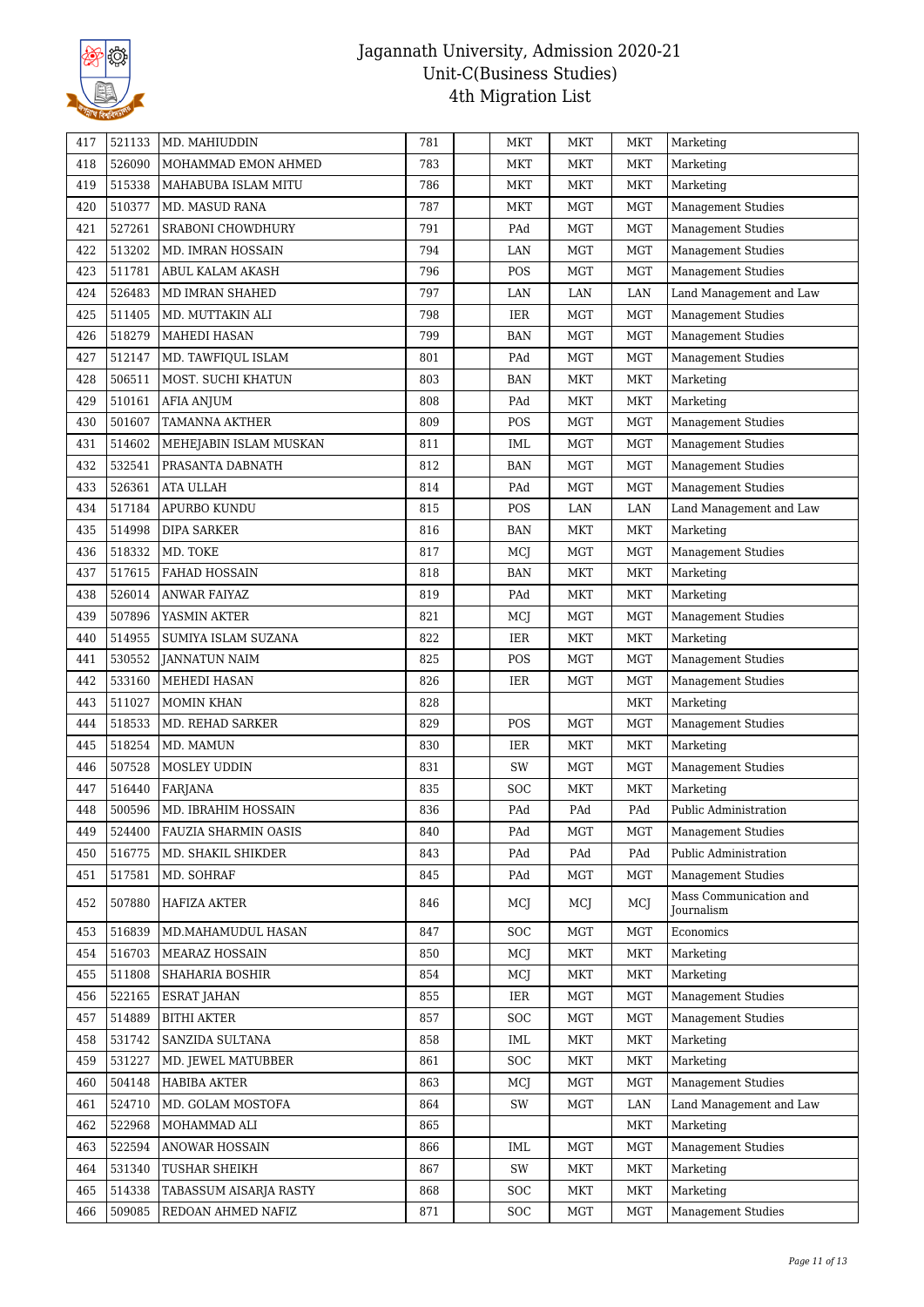# Jagannath University, Admission 2020-21
## Unit-C(Business Studies)
## 4th Migration List

| 417 | 521133 | MD. MAHIUDDIN | 781 | | MKT | MKT | MKT | Marketing |
|---|---|---|---|---|---|---|---|---|
| 418 | 526090 | MOHAMMAD EMON AHMED | 783 | | MKT | MKT | MKT | Marketing |
| 419 | 515338 | MAHABUBA ISLAM MITU | 786 | | MKT | MKT | MKT | Marketing |
| 420 | 510377 | MD. MASUD RANA | 787 | | MKT | MGT | MGT | Management Studies |
| 421 | 527261 | SRABONI CHOWDHURY | 791 | | PAd | MGT | MGT | Management Studies |
| 422 | 513202 | MD. IMRAN HOSSAIN | 794 | | LAN | MGT | MGT | Management Studies |
| 423 | 511781 | ABUL KALAM AKASH | 796 | | POS | MGT | MGT | Management Studies |
| 424 | 526483 | MD IMRAN SHAHED | 797 | | LAN | LAN | LAN | Land Management and Law |
| 425 | 511405 | MD. MUTTAKIN ALI | 798 | | IER | MGT | MGT | Management Studies |
| 426 | 518279 | MAHEDI HASAN | 799 | | BAN | MGT | MGT | Management Studies |
| 427 | 512147 | MD. TAWFIQUL ISLAM | 801 | | PAd | MGT | MGT | Management Studies |
| 428 | 506511 | MOST. SUCHI KHATUN | 803 | | BAN | MKT | MKT | Marketing |
| 429 | 510161 | AFIA ANJUM | 808 | | PAd | MKT | MKT | Marketing |
| 430 | 501607 | TAMANNA AKTHER | 809 | | POS | MGT | MGT | Management Studies |
| 431 | 514602 | MEHEJABIN ISLAM MUSKAN | 811 | | IML | MGT | MGT | Management Studies |
| 432 | 532541 | PRASANTA DABNATH | 812 | | BAN | MGT | MGT | Management Studies |
| 433 | 526361 | ATA ULLAH | 814 | | PAd | MGT | MGT | Management Studies |
| 434 | 517184 | APURBO KUNDU | 815 | | POS | LAN | LAN | Land Management and Law |
| 435 | 514998 | DIPA SARKER | 816 | | BAN | MKT | MKT | Marketing |
| 436 | 518332 | MD. TOKE | 817 | | MCJ | MGT | MGT | Management Studies |
| 437 | 517615 | FAHAD HOSSAIN | 818 | | BAN | MKT | MKT | Marketing |
| 438 | 526014 | ANWAR FAIYAZ | 819 | | PAd | MKT | MKT | Marketing |
| 439 | 507896 | YASMIN AKTER | 821 | | MCJ | MGT | MGT | Management Studies |
| 440 | 514955 | SUMIYA ISLAM SUZANA | 822 | | IER | MKT | MKT | Marketing |
| 441 | 530552 | JANNATUN NAIM | 825 | | POS | MGT | MGT | Management Studies |
| 442 | 533160 | MEHEDI HASAN | 826 | | IER | MGT | MGT | Management Studies |
| 443 | 511027 | MOMIN KHAN | 828 | | | | MKT | Marketing |
| 444 | 518533 | MD. REHAD SARKER | 829 | | POS | MGT | MGT | Management Studies |
| 445 | 518254 | MD. MAMUN | 830 | | IER | MKT | MKT | Marketing |
| 446 | 507528 | MOSLEY UDDIN | 831 | | SW | MGT | MGT | Management Studies |
| 447 | 516440 | FARJANA | 835 | | SOC | MKT | MKT | Marketing |
| 448 | 500596 | MD. IBRAHIM HOSSAIN | 836 | | PAd | PAd | PAd | Public Administration |
| 449 | 524400 | FAUZIA SHARMIN OASIS | 840 | | PAd | MGT | MGT | Management Studies |
| 450 | 516775 | MD. SHAKIL SHIKDER | 843 | | PAd | PAd | PAd | Public Administration |
| 451 | 517581 | MD. SOHRAF | 845 | | PAd | MGT | MGT | Management Studies |
| 452 | 507880 | HAFIZA AKTER | 846 | | MCJ | MCJ | MCJ | Mass Communication and Journalism |
| 453 | 516839 | MD.MAHAMUDUL HASAN | 847 | | SOC | MGT | MGT | Economics |
| 454 | 516703 | MEARAZ HOSSAIN | 850 | | MCJ | MKT | MKT | Marketing |
| 455 | 511808 | SHAHARIA BOSHIR | 854 | | MCJ | MKT | MKT | Marketing |
| 456 | 522165 | ESRAT JAHAN | 855 | | IER | MGT | MGT | Management Studies |
| 457 | 514889 | BITHI AKTER | 857 | | SOC | MGT | MGT | Management Studies |
| 458 | 531742 | SANZIDA SULTANA | 858 | | IML | MKT | MKT | Marketing |
| 459 | 531227 | MD. JEWEL MATUBBER | 861 | | SOC | MKT | MKT | Marketing |
| 460 | 504148 | HABIBA AKTER | 863 | | MCJ | MGT | MGT | Management Studies |
| 461 | 524710 | MD. GOLAM MOSTOFA | 864 | | SW | MGT | LAN | Land Management and Law |
| 462 | 522968 | MOHAMMAD ALI | 865 | | | | MKT | Marketing |
| 463 | 522594 | ANOWAR HOSSAIN | 866 | | IML | MGT | MGT | Management Studies |
| 464 | 531340 | TUSHAR SHEIKH | 867 | | SW | MKT | MKT | Marketing |
| 465 | 514338 | TABASSUM AISARJA RASTY | 868 | | SOC | MKT | MKT | Marketing |
| 466 | 509085 | REDOAN AHMED NAFIZ | 871 | | SOC | MGT | MGT | Management Studies |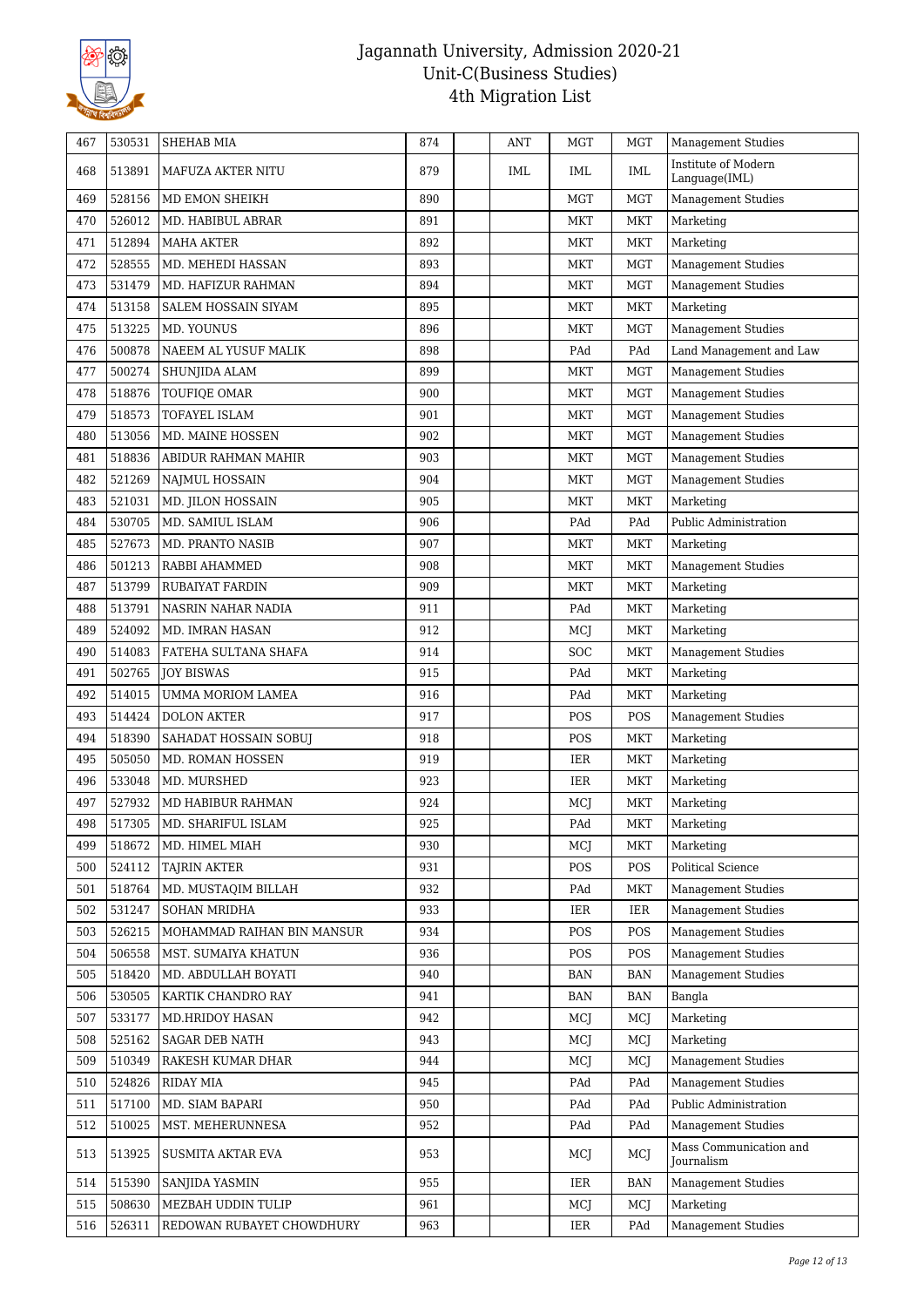# Jagannath University, Admission 2020-21
# Unit-C(Business Studies)
# 4th Migration List

| | | | | | | | | |
|---|---|---|---|---|---|---|---|---|
| 467 | 530531 | SHEHAB MIA | 874 | | ANT | MGT | MGT | Management Studies |
| 468 | 513891 | MAFUZA AKTER NITU | 879 | | IML | IML | IML | Institute of Modern Language(IML) |
| 469 | 528156 | MD EMON SHEIKH | 890 | | | MGT | MGT | Management Studies |
| 470 | 526012 | MD. HABIBUL ABRAR | 891 | | | MKT | MKT | Marketing |
| 471 | 512894 | MAHA AKTER | 892 | | | MKT | MKT | Marketing |
| 472 | 528555 | MD. MEHEDI HASSAN | 893 | | | MKT | MGT | Management Studies |
| 473 | 531479 | MD. HAFIZUR RAHMAN | 894 | | | MKT | MGT | Management Studies |
| 474 | 513158 | SALEM HOSSAIN SIYAM | 895 | | | MKT | MKT | Marketing |
| 475 | 513225 | MD. YOUNUS | 896 | | | MKT | MGT | Management Studies |
| 476 | 500878 | NAEEM AL YUSUF MALIK | 898 | | | PAd | PAd | Land Management and Law |
| 477 | 500274 | SHUNJIDA ALAM | 899 | | | MKT | MGT | Management Studies |
| 478 | 518876 | TOUFIQE OMAR | 900 | | | MKT | MGT | Management Studies |
| 479 | 518573 | TOFAYEL ISLAM | 901 | | | MKT | MGT | Management Studies |
| 480 | 513056 | MD. MAINE HOSSEN | 902 | | | MKT | MGT | Management Studies |
| 481 | 518836 | ABIDUR RAHMAN MAHIR | 903 | | | MKT | MGT | Management Studies |
| 482 | 521269 | NAJMUL HOSSAIN | 904 | | | MKT | MGT | Management Studies |
| 483 | 521031 | MD. JILON HOSSAIN | 905 | | | MKT | MKT | Marketing |
| 484 | 530705 | MD. SAMIUL ISLAM | 906 | | | PAd | PAd | Public Administration |
| 485 | 527673 | MD. PRANTO NASIB | 907 | | | MKT | MKT | Marketing |
| 486 | 501213 | RABBI AHAMMED | 908 | | | MKT | MKT | Management Studies |
| 487 | 513799 | RUBAIYAT FARDIN | 909 | | | MKT | MKT | Marketing |
| 488 | 513791 | NASRIN NAHAR NADIA | 911 | | | PAd | MKT | Marketing |
| 489 | 524092 | MD. IMRAN HASAN | 912 | | | MCJ | MKT | Marketing |
| 490 | 514083 | FATEHA SULTANA SHAFA | 914 | | | SOC | MKT | Management Studies |
| 491 | 502765 | JOY BISWAS | 915 | | | PAd | MKT | Marketing |
| 492 | 514015 | UMMA MORIOM LAMEA | 916 | | | PAd | MKT | Marketing |
| 493 | 514424 | DOLON AKTER | 917 | | | POS | POS | Management Studies |
| 494 | 518390 | SAHADAT HOSSAIN SOBUJ | 918 | | | POS | MKT | Marketing |
| 495 | 505050 | MD. ROMAN HOSSEN | 919 | | | IER | MKT | Marketing |
| 496 | 533048 | MD. MURSHED | 923 | | | IER | MKT | Marketing |
| 497 | 527932 | MD HABIBUR RAHMAN | 924 | | | MCJ | MKT | Marketing |
| 498 | 517305 | MD. SHARIFUL ISLAM | 925 | | | PAd | MKT | Marketing |
| 499 | 518672 | MD. HIMEL MIAH | 930 | | | MCJ | MKT | Marketing |
| 500 | 524112 | TAJRIN AKTER | 931 | | | POS | POS | Political Science |
| 501 | 518764 | MD. MUSTAQIM BILLAH | 932 | | | PAd | MKT | Management Studies |
| 502 | 531247 | SOHAN MRIDHA | 933 | | | IER | IER | Management Studies |
| 503 | 526215 | MOHAMMAD RAIHAN BIN MANSUR | 934 | | | POS | POS | Management Studies |
| 504 | 506558 | MST. SUMAIYA KHATUN | 936 | | | POS | POS | Management Studies |
| 505 | 518420 | MD. ABDULLAH BOYATI | 940 | | | BAN | BAN | Management Studies |
| 506 | 530505 | KARTIK CHANDRO RAY | 941 | | | BAN | BAN | Bangla |
| 507 | 533177 | MD.HRIDOY HASAN | 942 | | | MCJ | MCJ | Marketing |
| 508 | 525162 | SAGAR DEB NATH | 943 | | | MCJ | MCJ | Marketing |
| 509 | 510349 | RAKESH KUMAR DHAR | 944 | | | MCJ | MCJ | Management Studies |
| 510 | 524826 | RIDAY MIA | 945 | | | PAd | PAd | Management Studies |
| 511 | 517100 | MD. SIAM BAPARI | 950 | | | PAd | PAd | Public Administration |
| 512 | 510025 | MST. MEHERUNNESA | 952 | | | PAd | PAd | Management Studies |
| 513 | 513925 | SUSMITA AKTAR EVA | 953 | | | MCJ | MCJ | Mass Communication and Journalism |
| 514 | 515390 | SANJIDA YASMIN | 955 | | | IER | BAN | Management Studies |
| 515 | 508630 | MEZBAH UDDIN TULIP | 961 | | | MCJ | MCJ | Marketing |
| 516 | 526311 | REDOWAN RUBAYET CHOWDHURY | 963 | | | IER | PAd | Management Studies |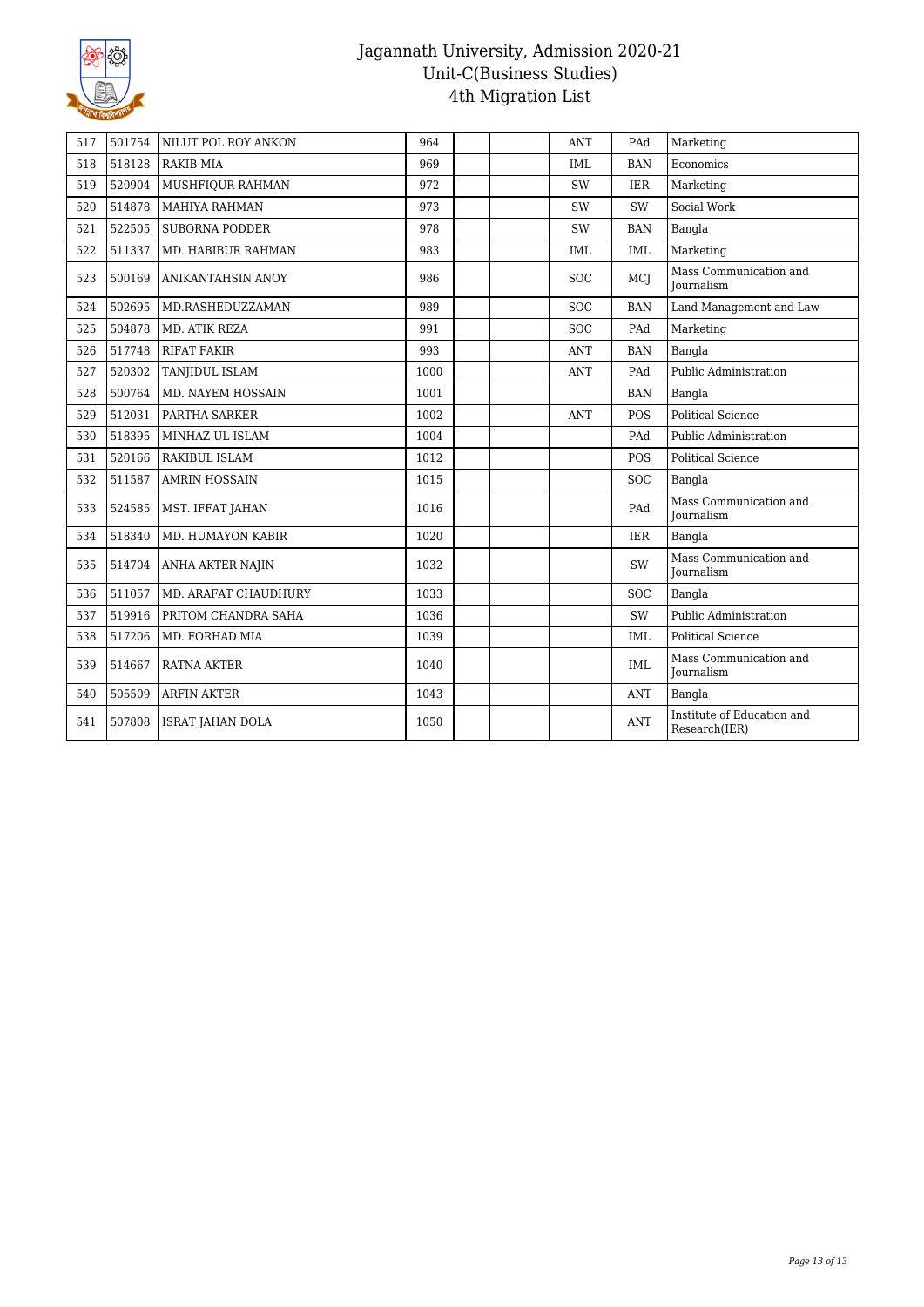# Jagannath University, Admission 2020-21
## Unit-C(Business Studies)
## 4th Migration List

| | | | | | | | | |
|---|---|---|---|---|---|---|---|---|
| 517 | 501754 | NILUT POL ROY ANKON | 964 | | | ANT | PAd | Marketing |
| 518 | 518128 | RAKIB MIA | 969 | | | IML | BAN | Economics |
| 519 | 520904 | MUSHFIQUR RAHMAN | 972 | | | SW | IER | Marketing |
| 520 | 514878 | MAHIYA RAHMAN | 973 | | | SW | SW | Social Work |
| 521 | 522505 | SUBORNA PODDER | 978 | | | SW | BAN | Bangla |
| 522 | 511337 | MD. HABIBUR RAHMAN | 983 | | | IML | IML | Marketing |
| 523 | 500169 | ANIKANTAHSIN ANOY | 986 | | | SOC | MCJ | Mass Communication and Journalism |
| 524 | 502695 | MD.RASHEDUZZAMAN | 989 | | | SOC | BAN | Land Management and Law |
| 525 | 504878 | MD. ATIK REZA | 991 | | | SOC | PAd | Marketing |
| 526 | 517748 | RIFAT FAKIR | 993 | | | ANT | BAN | Bangla |
| 527 | 520302 | TANJIDUL ISLAM | 1000 | | | ANT | PAd | Public Administration |
| 528 | 500764 | MD. NAYEM HOSSAIN | 1001 | | | | BAN | Bangla |
| 529 | 512031 | PARTHA SARKER | 1002 | | | ANT | POS | Political Science |
| 530 | 518395 | MINHAZ-UL-ISLAM | 1004 | | | | PAd | Public Administration |
| 531 | 520166 | RAKIBUL ISLAM | 1012 | | | | POS | Political Science |
| 532 | 511587 | AMRIN HOSSAIN | 1015 | | | | SOC | Bangla |
| 533 | 524585 | MST. IFFAT JAHAN | 1016 | | | | PAd | Mass Communication and Journalism |
| 534 | 518340 | MD. HUMAYON KABIR | 1020 | | | | IER | Bangla |
| 535 | 514704 | ANHA AKTER NAJIN | 1032 | | | | SW | Mass Communication and Journalism |
| 536 | 511057 | MD. ARAFAT CHAUDHURY | 1033 | | | | SOC | Bangla |
| 537 | 519916 | PRITOM CHANDRA SAHA | 1036 | | | | SW | Public Administration |
| 538 | 517206 | MD. FORHAD MIA | 1039 | | | | IML | Political Science |
| 539 | 514667 | RATNA AKTER | 1040 | | | | IML | Mass Communication and Journalism |
| 540 | 505509 | ARFIN AKTER | 1043 | | | | ANT | Bangla |
| 541 | 507808 | ISRAT JAHAN DOLA | 1050 | | | | ANT | Institute of Education and Research(IER) |